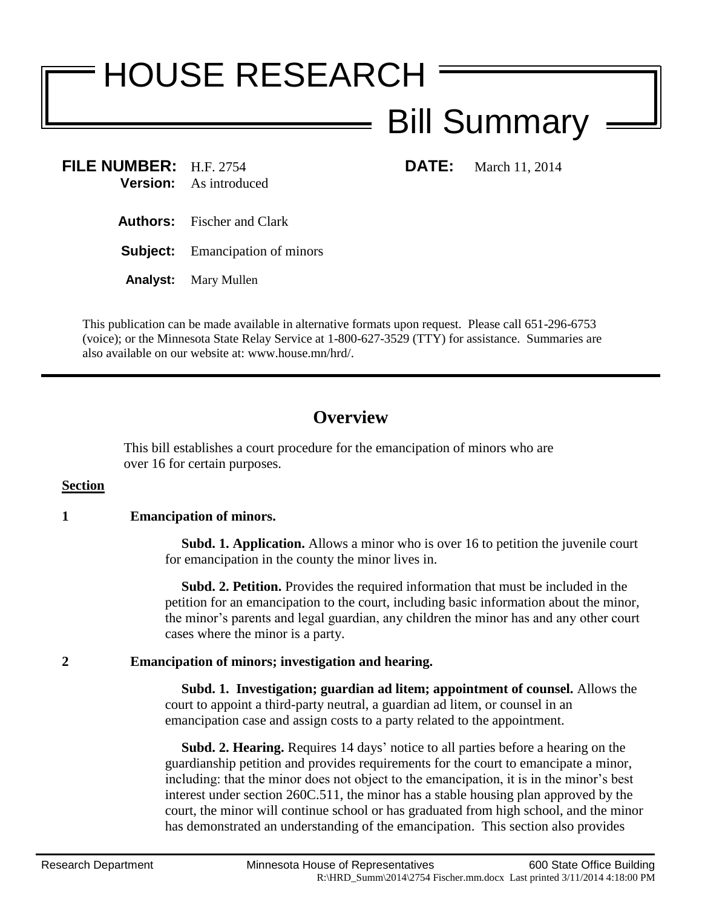# HOUSE RESEARCH

## Bill Summary

**FILE NUMBER:** H.F. 2754 **DATE:** March 11, 2014

**Version:** As introduced

**Authors:** Fischer and Clark

**Subject:** Emancipation of minors

**Analyst:** Mary Mullen

This publication can be made available in alternative formats upon request. Please call 651-296-6753 (voice); or the Minnesota State Relay Service at 1-800-627-3529 (TTY) for assistance. Summaries are also available on our website at: www.house.mn/hrd/.

---

## Overview

This bill establishes a court procedure for the emancipation of minors who are over 16 for certain purposes.

**Section**

**1 Emancipation of minors.**

**Subd. 1. Application.** Allows a minor who is over 16 to petition the juvenile court for emancipation in the county the minor lives in.

**Subd. 2. Petition.** Provides the required information that must be included in the petition for an emancipation to the court, including basic information about the minor, the minor's parents and legal guardian, any children the minor has and any other court cases where the minor is a party.

**2 Emancipation of minors; investigation and hearing.**

**Subd. 1. Investigation; guardian ad litem; appointment of counsel.** Allows the court to appoint a third-party neutral, a guardian ad litem, or counsel in an emancipation case and assign costs to a party related to the appointment.

**Subd. 2. Hearing.** Requires 14 days' notice to all parties before a hearing on the guardianship petition and provides requirements for the court to emancipate a minor, including: that the minor does not object to the emancipation, it is in the minor's best interest under section 260C.511, the minor has a stable housing plan approved by the court, the minor will continue school or has graduated from high school, and the minor has demonstrated an understanding of the emancipation. This section also provides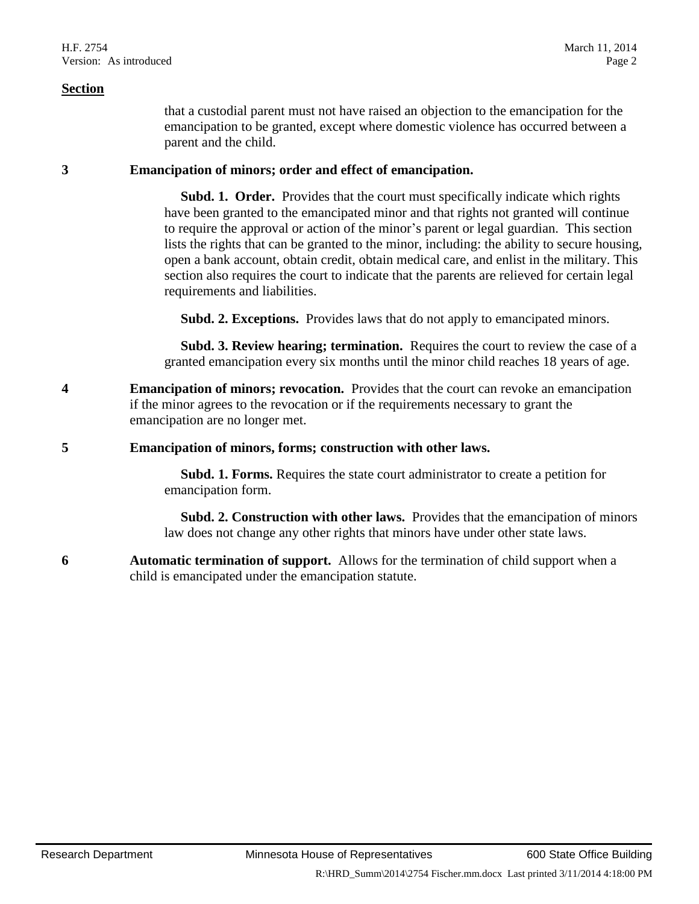**Section**

that a custodial parent must not have raised an objection to the emancipation for the emancipation to be granted, except where domestic violence has occurred between a parent and the child.

**3 Emancipation of minors; order and effect of emancipation.**

**Subd. 1. Order.** Provides that the court must specifically indicate which rights have been granted to the emancipated minor and that rights not granted will continue to require the approval or action of the minor's parent or legal guardian. This section lists the rights that can be granted to the minor, including: the ability to secure housing, open a bank account, obtain credit, obtain medical care, and enlist in the military. This section also requires the court to indicate that the parents are relieved for certain legal requirements and liabilities.

**Subd. 2. Exceptions.** Provides laws that do not apply to emancipated minors.

**Subd. 3. Review hearing; termination.** Requires the court to review the case of a granted emancipation every six months until the minor child reaches 18 years of age.

**4 Emancipation of minors; revocation.** Provides that the court can revoke an emancipation if the minor agrees to the revocation or if the requirements necessary to grant the emancipation are no longer met.

**5 Emancipation of minors, forms; construction with other laws.**

**Subd. 1. Forms.** Requires the state court administrator to create a petition for emancipation form.

**Subd. 2. Construction with other laws.** Provides that the emancipation of minors law does not change any other rights that minors have under other state laws.

**6 Automatic termination of support.** Allows for the termination of child support when a child is emancipated under the emancipation statute.